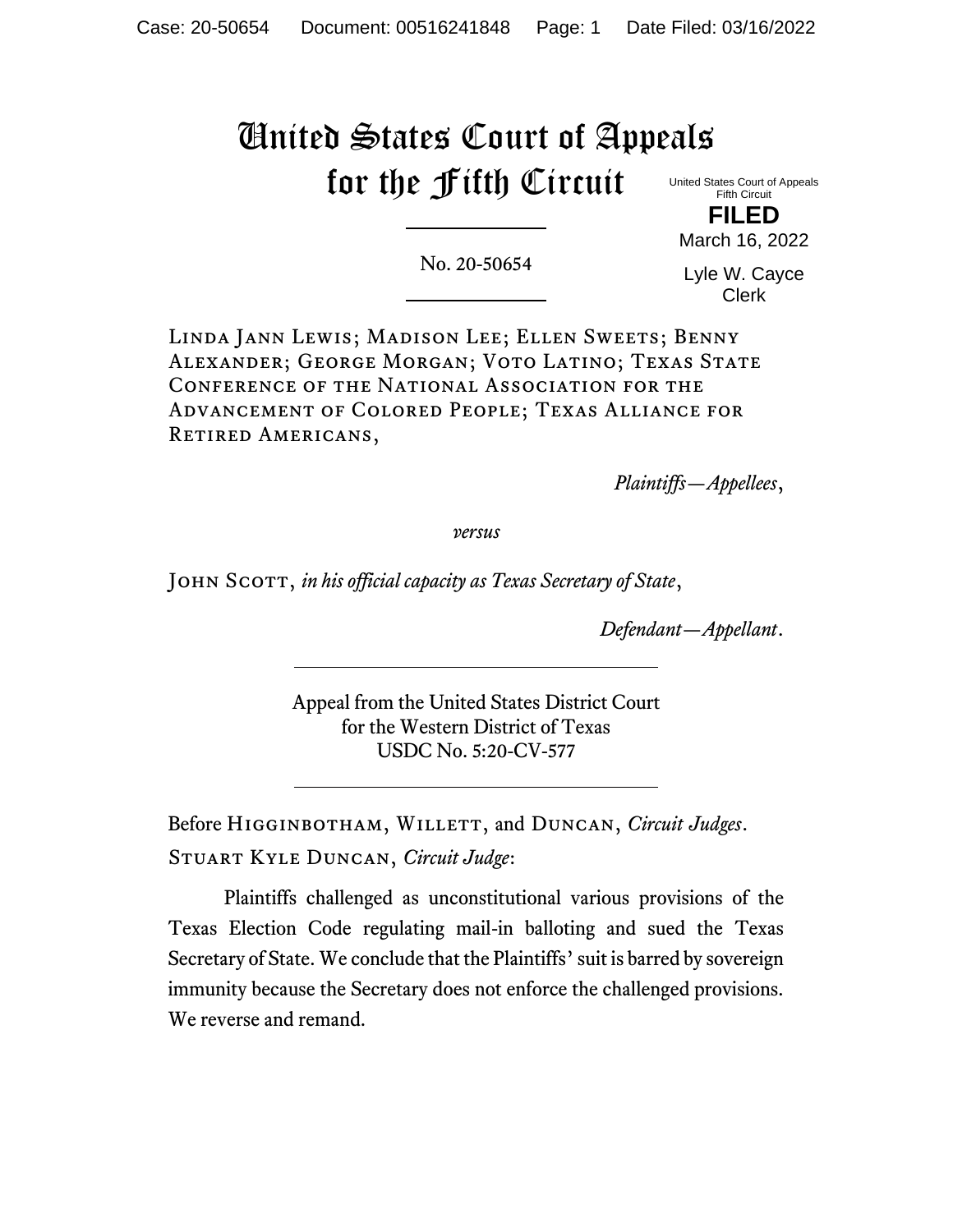# United States Court of Appeals for the Fifth Circuit

United States Court of Appeals
Fifth Circuit

**FILED**

March 16, 2022

Lyle W. Cayce
Clerk

---

No. 20-50654

---

Linda Jann Lewis; Madison Lee; Ellen Sweets; Benny Alexander; George Morgan; Voto Latino; Texas State Conference of the National Association for the Advancement of Colored People; Texas Alliance for Retired Americans,

*Plaintiffs—Appellees*,

*versus*

John Scott, *in his official capacity as Texas Secretary of State*,

*Defendant—Appellant*.

---

Appeal from the United States District Court
for the Western District of Texas
USDC No. 5:20-CV-577

---

Before Higginbotham, Willett, and Duncan, *Circuit Judges*.

Stuart Kyle Duncan, *Circuit Judge*:

Plaintiffs challenged as unconstitutional various provisions of the Texas Election Code regulating mail-in balloting and sued the Texas Secretary of State. We conclude that the Plaintiffs' suit is barred by sovereign immunity because the Secretary does not enforce the challenged provisions. We reverse and remand.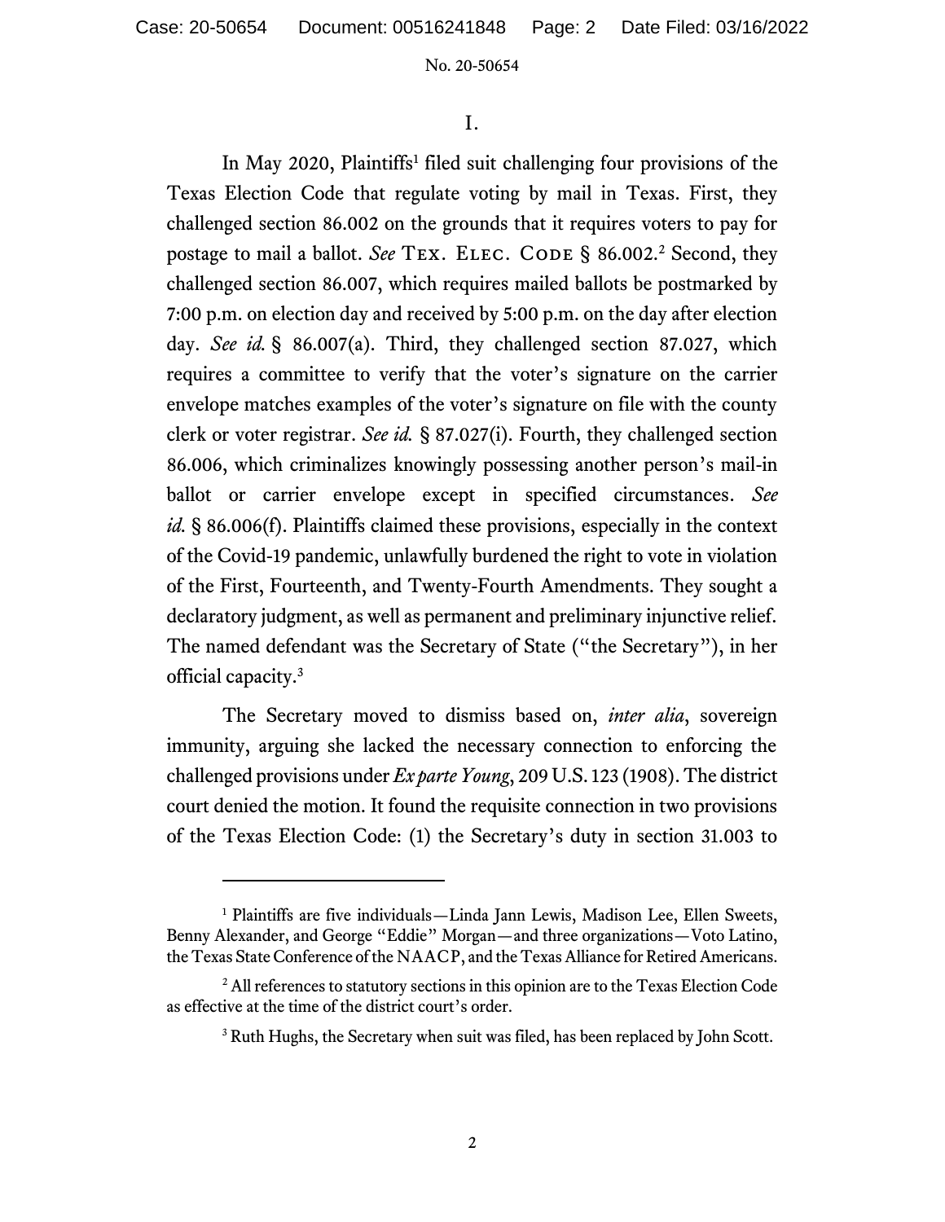I.

In May 2020, Plaintiffs[1] filed suit challenging four provisions of the Texas Election Code that regulate voting by mail in Texas. First, they challenged section 86.002 on the grounds that it requires voters to pay for postage to mail a ballot. *See* Tex. Elec. Code § 86.002.[2] Second, they challenged section 86.007, which requires mailed ballots be postmarked by 7:00 p.m. on election day and received by 5:00 p.m. on the day after election day. *See id.* § 86.007(a). Third, they challenged section 87.027, which requires a committee to verify that the voter's signature on the carrier envelope matches examples of the voter's signature on file with the county clerk or voter registrar. *See id.* § 87.027(i). Fourth, they challenged section 86.006, which criminalizes knowingly possessing another person's mail-in ballot or carrier envelope except in specified circumstances. *See id.* § 86.006(f). Plaintiffs claimed these provisions, especially in the context of the Covid-19 pandemic, unlawfully burdened the right to vote in violation of the First, Fourteenth, and Twenty-Fourth Amendments. They sought a declaratory judgment, as well as permanent and preliminary injunctive relief. The named defendant was the Secretary of State ("the Secretary"), in her official capacity.[3]

The Secretary moved to dismiss based on, *inter alia*, sovereign immunity, arguing she lacked the necessary connection to enforcing the challenged provisions under *Ex parte Young*, 209 U.S. 123 (1908). The district court denied the motion. It found the requisite connection in two provisions of the Texas Election Code: (1) the Secretary's duty in section 31.003 to

---

[1] Plaintiffs are five individuals—Linda Jann Lewis, Madison Lee, Ellen Sweets, Benny Alexander, and George "Eddie" Morgan—and three organizations—Voto Latino, the Texas State Conference of the NAACP, and the Texas Alliance for Retired Americans.

[2] All references to statutory sections in this opinion are to the Texas Election Code as effective at the time of the district court's order.

[3] Ruth Hughs, the Secretary when suit was filed, has been replaced by John Scott.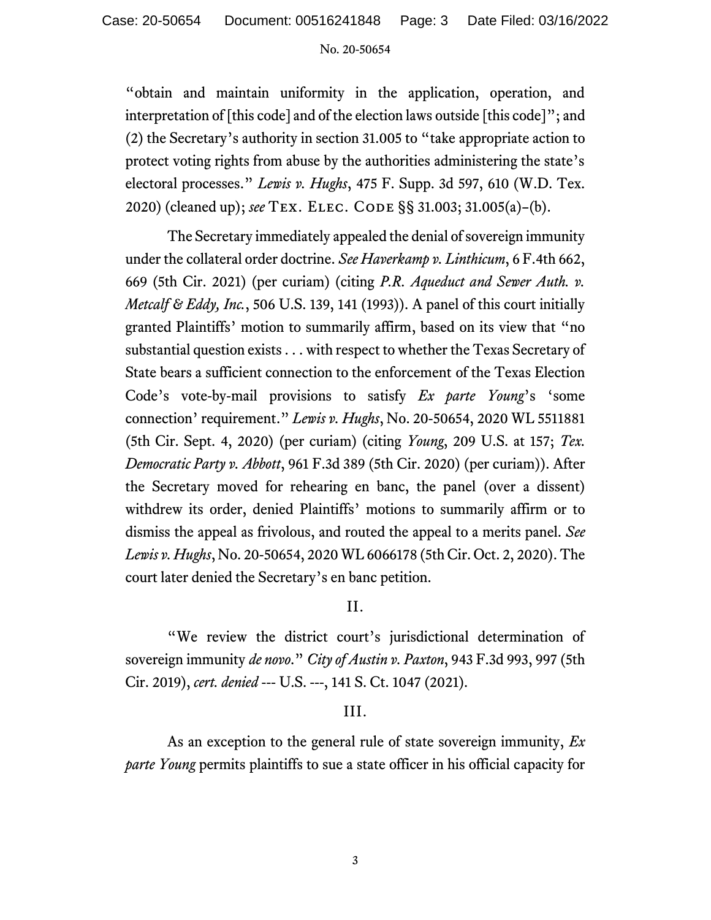"obtain and maintain uniformity in the application, operation, and interpretation of [this code] and of the election laws outside [this code]"; and (2) the Secretary's authority in section 31.005 to "take appropriate action to protect voting rights from abuse by the authorities administering the state's electoral processes." *Lewis v. Hughs*, 475 F. Supp. 3d 597, 610 (W.D. Tex. 2020) (cleaned up); *see* TEX. ELEC. CODE §§ 31.003; 31.005(a)–(b).

The Secretary immediately appealed the denial of sovereign immunity under the collateral order doctrine. *See Haverkamp v. Linthicum*, 6 F.4th 662, 669 (5th Cir. 2021) (per curiam) (citing *P.R. Aqueduct and Sewer Auth. v. Metcalf & Eddy, Inc.*, 506 U.S. 139, 141 (1993)). A panel of this court initially granted Plaintiffs' motion to summarily affirm, based on its view that "no substantial question exists . . . with respect to whether the Texas Secretary of State bears a sufficient connection to the enforcement of the Texas Election Code's vote-by-mail provisions to satisfy *Ex parte Young*'s 'some connection' requirement." *Lewis v. Hughs*, No. 20-50654, 2020 WL 5511881 (5th Cir. Sept. 4, 2020) (per curiam) (citing *Young*, 209 U.S. at 157; *Tex. Democratic Party v. Abbott*, 961 F.3d 389 (5th Cir. 2020) (per curiam)). After the Secretary moved for rehearing en banc, the panel (over a dissent) withdrew its order, denied Plaintiffs' motions to summarily affirm or to dismiss the appeal as frivolous, and routed the appeal to a merits panel. *See Lewis v. Hughs*, No. 20-50654, 2020 WL 6066178 (5th Cir. Oct. 2, 2020). The court later denied the Secretary's en banc petition.

## II.

"We review the district court's jurisdictional determination of sovereign immunity *de novo*." *City of Austin v. Paxton*, 943 F.3d 993, 997 (5th Cir. 2019), *cert. denied* --- U.S. ---, 141 S. Ct. 1047 (2021).

## III.

As an exception to the general rule of state sovereign immunity, *Ex parte Young* permits plaintiffs to sue a state officer in his official capacity for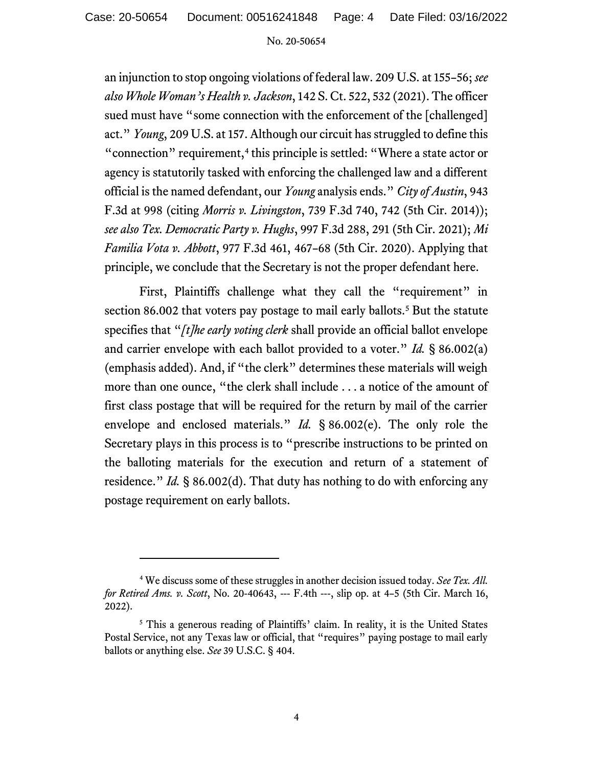an injunction to stop ongoing violations of federal law. 209 U.S. at 155–56; *see also Whole Woman's Health v. Jackson*, 142 S. Ct. 522, 532 (2021). The officer sued must have "some connection with the enforcement of the [challenged] act." *Young*, 209 U.S. at 157. Although our circuit has struggled to define this "connection" requirement,[4] this principle is settled: "Where a state actor or agency is statutorily tasked with enforcing the challenged law and a different official is the named defendant, our *Young* analysis ends." *City of Austin*, 943 F.3d at 998 (citing *Morris v. Livingston*, 739 F.3d 740, 742 (5th Cir. 2014)); *see also Tex. Democratic Party v. Hughs*, 997 F.3d 288, 291 (5th Cir. 2021); *Mi Familia Vota v. Abbott*, 977 F.3d 461, 467–68 (5th Cir. 2020). Applying that principle, we conclude that the Secretary is not the proper defendant here.

First, Plaintiffs challenge what they call the "requirement" in section 86.002 that voters pay postage to mail early ballots.[5] But the statute specifies that "*[t]he early voting clerk* shall provide an official ballot envelope and carrier envelope with each ballot provided to a voter." *Id.* § 86.002(a) (emphasis added). And, if "the clerk" determines these materials will weigh more than one ounce, "the clerk shall include . . . a notice of the amount of first class postage that will be required for the return by mail of the carrier envelope and enclosed materials." *Id.* § 86.002(e). The only role the Secretary plays in this process is to "prescribe instructions to be printed on the balloting materials for the execution and return of a statement of residence." *Id.* § 86.002(d). That duty has nothing to do with enforcing any postage requirement on early ballots.

---

[4] We discuss some of these struggles in another decision issued today. *See Tex. All. for Retired Ams. v. Scott*, No. 20-40643, --- F.4th ---, slip op. at 4–5 (5th Cir. March 16, 2022).

[5] This a generous reading of Plaintiffs' claim. In reality, it is the United States Postal Service, not any Texas law or official, that "requires" paying postage to mail early ballots or anything else. *See* 39 U.S.C. § 404.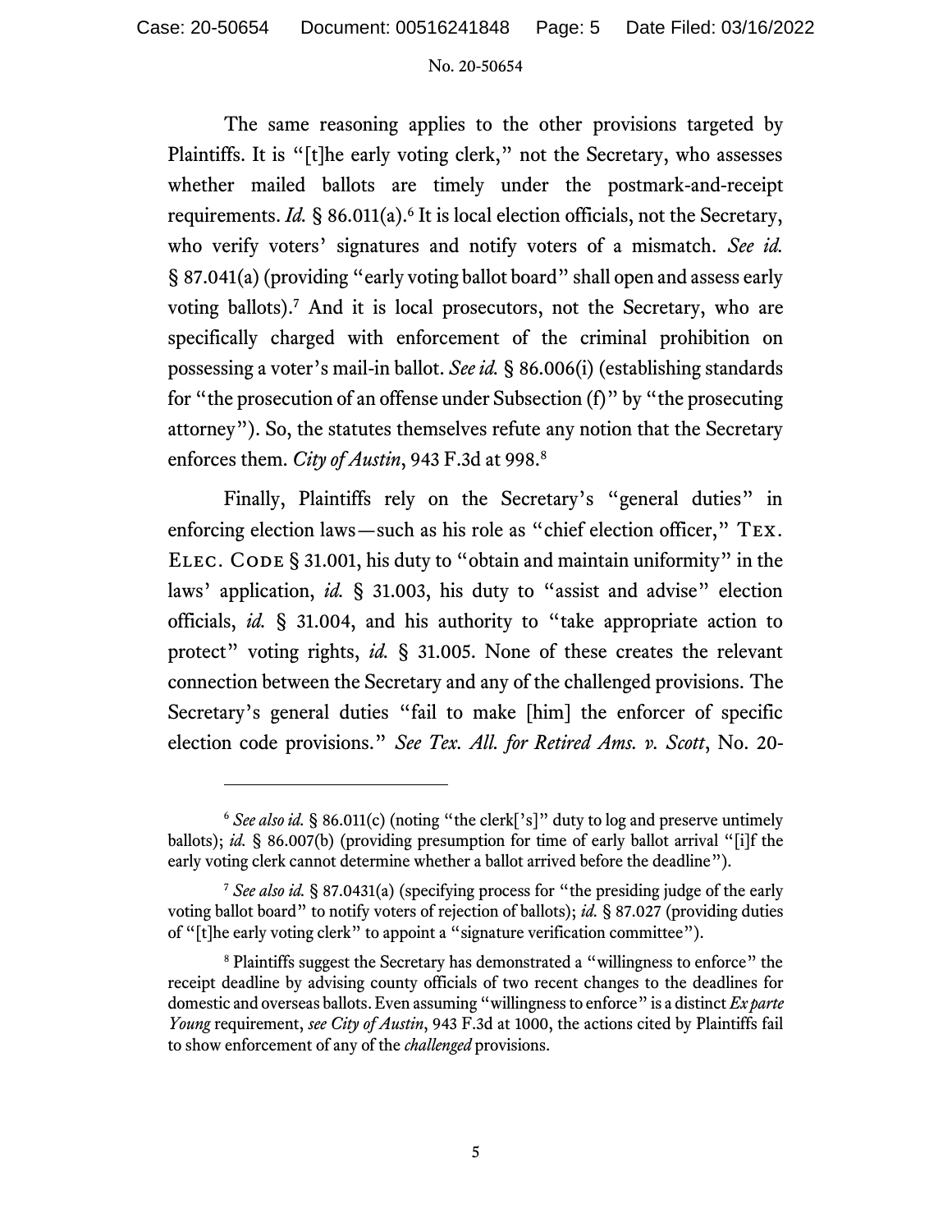The same reasoning applies to the other provisions targeted by Plaintiffs. It is "[t]he early voting clerk," not the Secretary, who assesses whether mailed ballots are timely under the postmark-and-receipt requirements. *Id.* § 86.011(a).[6] It is local election officials, not the Secretary, who verify voters' signatures and notify voters of a mismatch. *See id.* § 87.041(a) (providing "early voting ballot board" shall open and assess early voting ballots).[7] And it is local prosecutors, not the Secretary, who are specifically charged with enforcement of the criminal prohibition on possessing a voter's mail-in ballot. *See id.* § 86.006(i) (establishing standards for "the prosecution of an offense under Subsection (f)" by "the prosecuting attorney"). So, the statutes themselves refute any notion that the Secretary enforces them. *City of Austin*, 943 F.3d at 998.[8]

Finally, Plaintiffs rely on the Secretary's "general duties" in enforcing election laws—such as his role as "chief election officer," TEX. ELEC. CODE § 31.001, his duty to "obtain and maintain uniformity" in the laws' application, *id.* § 31.003, his duty to "assist and advise" election officials, *id.* § 31.004, and his authority to "take appropriate action to protect" voting rights, *id.* § 31.005. None of these creates the relevant connection between the Secretary and any of the challenged provisions. The Secretary's general duties "fail to make [him] the enforcer of specific election code provisions." *See Tex. All. for Retired Ams. v. Scott*, No. 20-

---

[6] *See also id.* § 86.011(c) (noting "the clerk['s]" duty to log and preserve untimely ballots); *id.* § 86.007(b) (providing presumption for time of early ballot arrival "[i]f the early voting clerk cannot determine whether a ballot arrived before the deadline").

[7] *See also id.* § 87.0431(a) (specifying process for "the presiding judge of the early voting ballot board" to notify voters of rejection of ballots); *id.* § 87.027 (providing duties of "[t]he early voting clerk" to appoint a "signature verification committee").

[8] Plaintiffs suggest the Secretary has demonstrated a "willingness to enforce" the receipt deadline by advising county officials of two recent changes to the deadlines for domestic and overseas ballots. Even assuming "willingness to enforce" is a distinct *Ex parte Young* requirement, *see City of Austin*, 943 F.3d at 1000, the actions cited by Plaintiffs fail to show enforcement of any of the *challenged* provisions.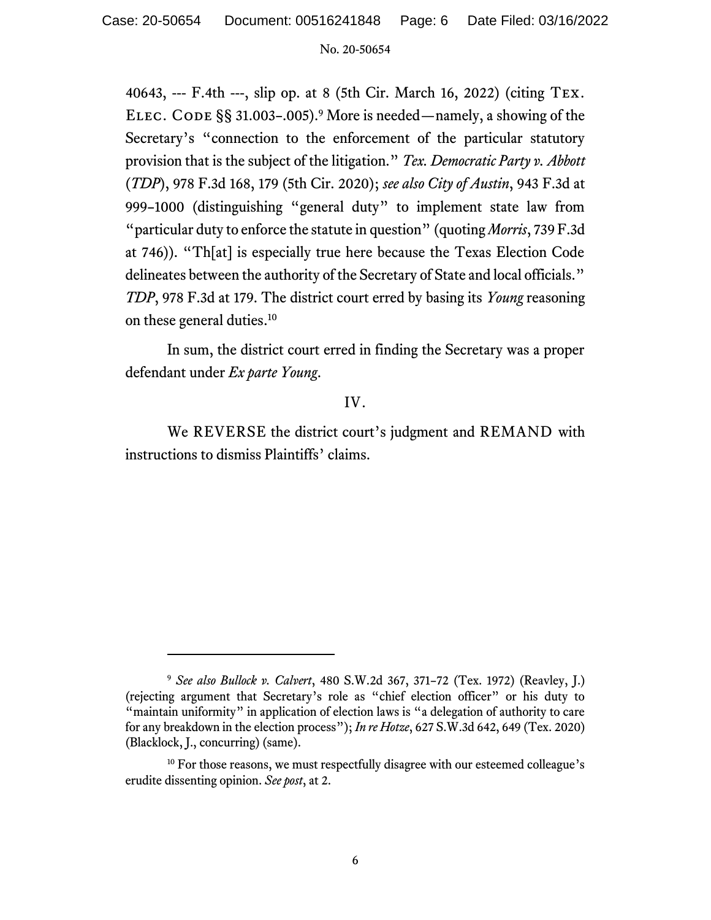40643, --- F.4th ---, slip op. at 8 (5th Cir. March 16, 2022) (citing TEX. ELEC. CODE §§ 31.003–.005).[9] More is needed—namely, a showing of the Secretary's "connection to the enforcement of the particular statutory provision that is the subject of the litigation." *Tex. Democratic Party v. Abbott* (*TDP*), 978 F.3d 168, 179 (5th Cir. 2020); *see also City of Austin*, 943 F.3d at 999–1000 (distinguishing "general duty" to implement state law from "particular duty to enforce the statute in question" (quoting *Morris*, 739 F.3d at 746)). "Th[at] is especially true here because the Texas Election Code delineates between the authority of the Secretary of State and local officials." *TDP*, 978 F.3d at 179. The district court erred by basing its *Young* reasoning on these general duties.[10]

In sum, the district court erred in finding the Secretary was a proper defendant under *Ex parte Young*.

## IV.

We REVERSE the district court's judgment and REMAND with instructions to dismiss Plaintiffs' claims.

---

[9] *See also Bullock v. Calvert*, 480 S.W.2d 367, 371–72 (Tex. 1972) (Reavley, J.) (rejecting argument that Secretary's role as "chief election officer" or his duty to "maintain uniformity" in application of election laws is "a delegation of authority to care for any breakdown in the election process"); *In re Hotze*, 627 S.W.3d 642, 649 (Tex. 2020) (Blacklock, J., concurring) (same).

[10] For those reasons, we must respectfully disagree with our esteemed colleague's erudite dissenting opinion. *See post*, at 2.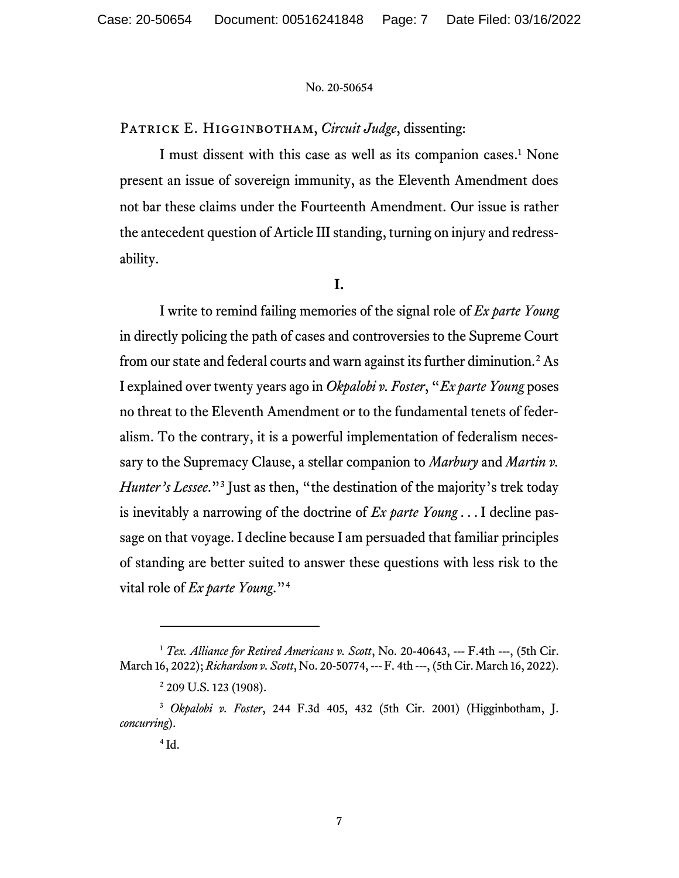No. 20-50654

PATRICK E. HIGGINBOTHAM, *Circuit Judge*, dissenting:

I must dissent with this case as well as its companion cases.[1] None present an issue of sovereign immunity, as the Eleventh Amendment does not bar these claims under the Fourteenth Amendment. Our issue is rather the antecedent question of Article III standing, turning on injury and redressability.

**I.**

I write to remind failing memories of the signal role of *Ex parte Young* in directly policing the path of cases and controversies to the Supreme Court from our state and federal courts and warn against its further diminution.[2] As I explained over twenty years ago in *Okpalobi v. Foster*, "*Ex parte Young* poses no threat to the Eleventh Amendment or to the fundamental tenets of federalism. To the contrary, it is a powerful implementation of federalism necessary to the Supremacy Clause, a stellar companion to *Marbury* and *Martin v. Hunter's Lessee*."[3] Just as then, "the destination of the majority's trek today is inevitably a narrowing of the doctrine of *Ex parte Young* . . . I decline passage on that voyage. I decline because I am persuaded that familiar principles of standing are better suited to answer these questions with less risk to the vital role of *Ex parte Young*."[4]

---

[1] *Tex. Alliance for Retired Americans v. Scott*, No. 20-40643, --- F.4th ---, (5th Cir. March 16, 2022); *Richardson v. Scott*, No. 20-50774, --- F. 4th ---, (5th Cir. March 16, 2022).

[2] 209 U.S. 123 (1908).

[3] *Okpalobi v. Foster*, 244 F.3d 405, 432 (5th Cir. 2001) (Higginbotham, J. *concurring*).

[4] Id.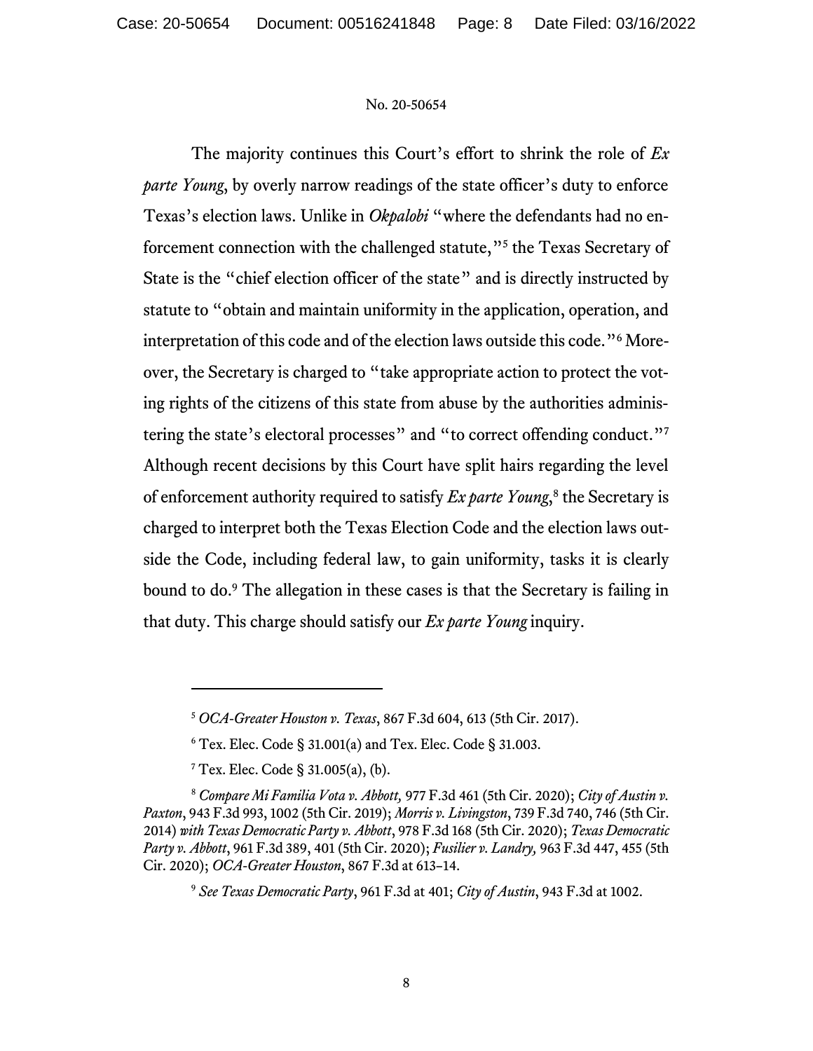The majority continues this Court's effort to shrink the role of *Ex parte Young*, by overly narrow readings of the state officer's duty to enforce Texas's election laws. Unlike in *Okpalobi* "where the defendants had no enforcement connection with the challenged statute,"[5] the Texas Secretary of State is the "chief election officer of the state" and is directly instructed by statute to "obtain and maintain uniformity in the application, operation, and interpretation of this code and of the election laws outside this code."[6] Moreover, the Secretary is charged to "take appropriate action to protect the voting rights of the citizens of this state from abuse by the authorities administering the state's electoral processes" and "to correct offending conduct."[7] Although recent decisions by this Court have split hairs regarding the level of enforcement authority required to satisfy *Ex parte Young*,[8] the Secretary is charged to interpret both the Texas Election Code and the election laws outside the Code, including federal law, to gain uniformity, tasks it is clearly bound to do.[9] The allegation in these cases is that the Secretary is failing in that duty. This charge should satisfy our *Ex parte Young* inquiry.

---

[5] *OCA-Greater Houston v. Texas*, 867 F.3d 604, 613 (5th Cir. 2017).

[6] Tex. Elec. Code § 31.001(a) and Tex. Elec. Code § 31.003.

[7] Tex. Elec. Code § 31.005(a), (b).

[8] *Compare Mi Familia Vota v. Abbott,* 977 F.3d 461 (5th Cir. 2020); *City of Austin v. Paxton*, 943 F.3d 993, 1002 (5th Cir. 2019); *Morris v. Livingston*, 739 F.3d 740, 746 (5th Cir. 2014) *with Texas Democratic Party v. Abbott*, 978 F.3d 168 (5th Cir. 2020); *Texas Democratic Party v. Abbott*, 961 F.3d 389, 401 (5th Cir. 2020); *Fusilier v. Landry,* 963 F.3d 447, 455 (5th Cir. 2020); *OCA-Greater Houston*, 867 F.3d at 613–14.

[9] *See Texas Democratic Party*, 961 F.3d at 401; *City of Austin*, 943 F.3d at 1002.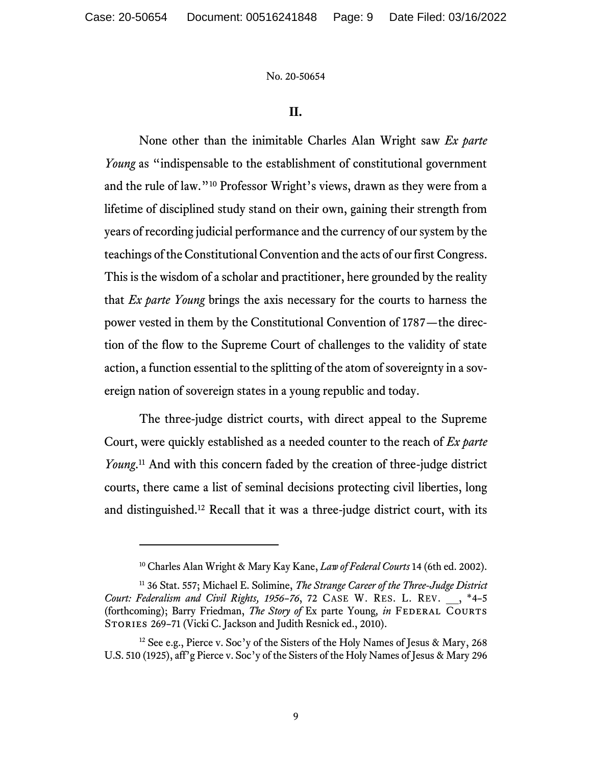No. 20-50654

## II.

None other than the inimitable Charles Alan Wright saw *Ex parte Young* as "indispensable to the establishment of constitutional government and the rule of law."[10] Professor Wright's views, drawn as they were from a lifetime of disciplined study stand on their own, gaining their strength from years of recording judicial performance and the currency of our system by the teachings of the Constitutional Convention and the acts of our first Congress. This is the wisdom of a scholar and practitioner, here grounded by the reality that *Ex parte Young* brings the axis necessary for the courts to harness the power vested in them by the Constitutional Convention of 1787—the direction of the flow to the Supreme Court of challenges to the validity of state action, a function essential to the splitting of the atom of sovereignty in a sovereign nation of sovereign states in a young republic and today.

The three-judge district courts, with direct appeal to the Supreme Court, were quickly established as a needed counter to the reach of *Ex parte Young*.[11] And with this concern faded by the creation of three-judge district courts, there came a list of seminal decisions protecting civil liberties, long and distinguished.[12] Recall that it was a three-judge district court, with its

---

[10] Charles Alan Wright & Mary Kay Kane, *Law of Federal Courts* 14 (6th ed. 2002).

[11] 36 Stat. 557; Michael E. Solimine, *The Strange Career of the Three-Judge District Court: Federalism and Civil Rights, 1956–76*, 72 CASE W. RES. L. REV. \_\_, \*4–5 (forthcoming); Barry Friedman, *The Story of* Ex parte Young, *in* FEDERAL COURTS STORIES 269–71 (Vicki C. Jackson and Judith Resnick ed., 2010).

[12] See e.g., Pierce v. Soc'y of the Sisters of the Holy Names of Jesus & Mary, 268 U.S. 510 (1925), aff'g Pierce v. Soc'y of the Sisters of the Holy Names of Jesus & Mary 296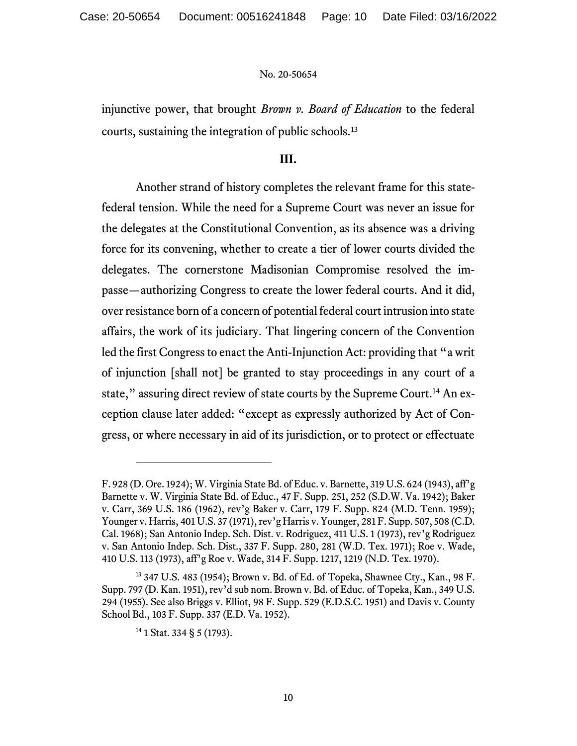injunctive power, that brought *Brown v. Board of Education* to the federal courts, sustaining the integration of public schools.[13]

## III.

Another strand of history completes the relevant frame for this state-federal tension. While the need for a Supreme Court was never an issue for the delegates at the Constitutional Convention, as its absence was a driving force for its convening, whether to create a tier of lower courts divided the delegates. The cornerstone Madisonian Compromise resolved the impasse—authorizing Congress to create the lower federal courts. And it did, over resistance born of a concern of potential federal court intrusion into state affairs, the work of its judiciary. That lingering concern of the Convention led the first Congress to enact the Anti-Injunction Act: providing that "a writ of injunction [shall not] be granted to stay proceedings in any court of a state," assuring direct review of state courts by the Supreme Court.[14] An exception clause later added: "except as expressly authorized by Act of Congress, or where necessary in aid of its jurisdiction, or to protect or effectuate

---

F. 928 (D. Ore. 1924); W. Virginia State Bd. of Educ. v. Barnette, 319 U.S. 624 (1943), aff'g Barnette v. W. Virginia State Bd. of Educ., 47 F. Supp. 251, 252 (S.D.W. Va. 1942); Baker v. Carr, 369 U.S. 186 (1962), rev'g Baker v. Carr, 179 F. Supp. 824 (M.D. Tenn. 1959); Younger v. Harris, 401 U.S. 37 (1971), rev'g Harris v. Younger, 281 F. Supp. 507, 508 (C.D. Cal. 1968); San Antonio Indep. Sch. Dist. v. Rodriguez, 411 U.S. 1 (1973), rev'g Rodriguez v. San Antonio Indep. Sch. Dist., 337 F. Supp. 280, 281 (W.D. Tex. 1971); Roe v. Wade, 410 U.S. 113 (1973), aff'g Roe v. Wade, 314 F. Supp. 1217, 1219 (N.D. Tex. 1970).

[13] 347 U.S. 483 (1954); Brown v. Bd. of Ed. of Topeka, Shawnee Cty., Kan., 98 F. Supp. 797 (D. Kan. 1951), rev'd sub nom. Brown v. Bd. of Educ. of Topeka, Kan., 349 U.S. 294 (1955). See also Briggs v. Elliot, 98 F. Supp. 529 (E.D.S.C. 1951) and Davis v. County School Bd., 103 F. Supp. 337 (E.D. Va. 1952).

[14] 1 Stat. 334 § 5 (1793).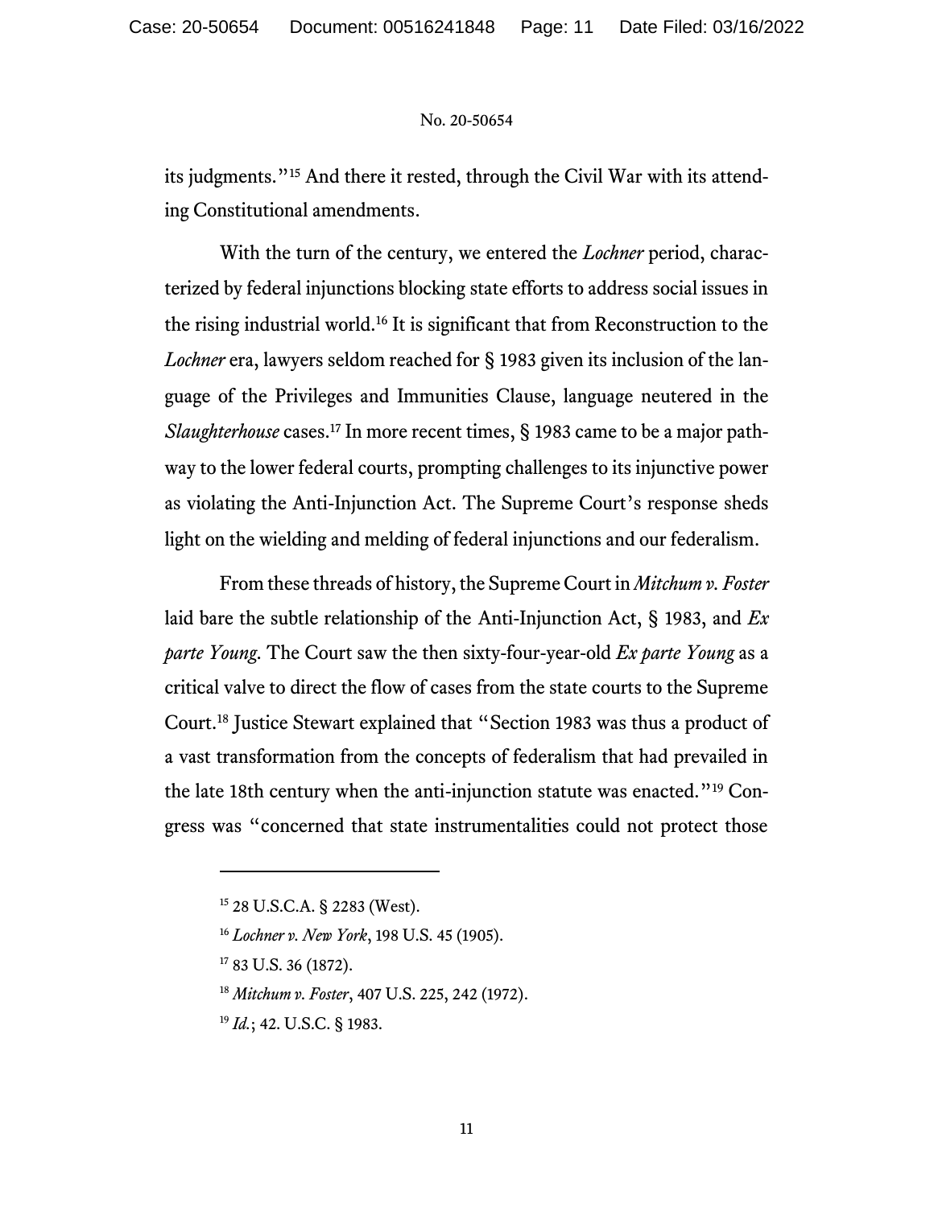its judgments."[15] And there it rested, through the Civil War with its attending Constitutional amendments.

With the turn of the century, we entered the *Lochner* period, characterized by federal injunctions blocking state efforts to address social issues in the rising industrial world.[16] It is significant that from Reconstruction to the *Lochner* era, lawyers seldom reached for § 1983 given its inclusion of the language of the Privileges and Immunities Clause, language neutered in the *Slaughterhouse* cases.[17] In more recent times, § 1983 came to be a major pathway to the lower federal courts, prompting challenges to its injunctive power as violating the Anti-Injunction Act. The Supreme Court's response sheds light on the wielding and melding of federal injunctions and our federalism.

From these threads of history, the Supreme Court in *Mitchum v. Foster* laid bare the subtle relationship of the Anti-Injunction Act, § 1983, and *Ex parte Young*. The Court saw the then sixty-four-year-old *Ex parte Young* as a critical valve to direct the flow of cases from the state courts to the Supreme Court.[18] Justice Stewart explained that "Section 1983 was thus a product of a vast transformation from the concepts of federalism that had prevailed in the late 18th century when the anti-injunction statute was enacted."[19] Congress was "concerned that state instrumentalities could not protect those

---

[15] 28 U.S.C.A. § 2283 (West).

[16] *Lochner v. New York*, 198 U.S. 45 (1905).

[17] 83 U.S. 36 (1872).

[18] *Mitchum v. Foster*, 407 U.S. 225, 242 (1972).

[19] *Id.*; 42. U.S.C. § 1983.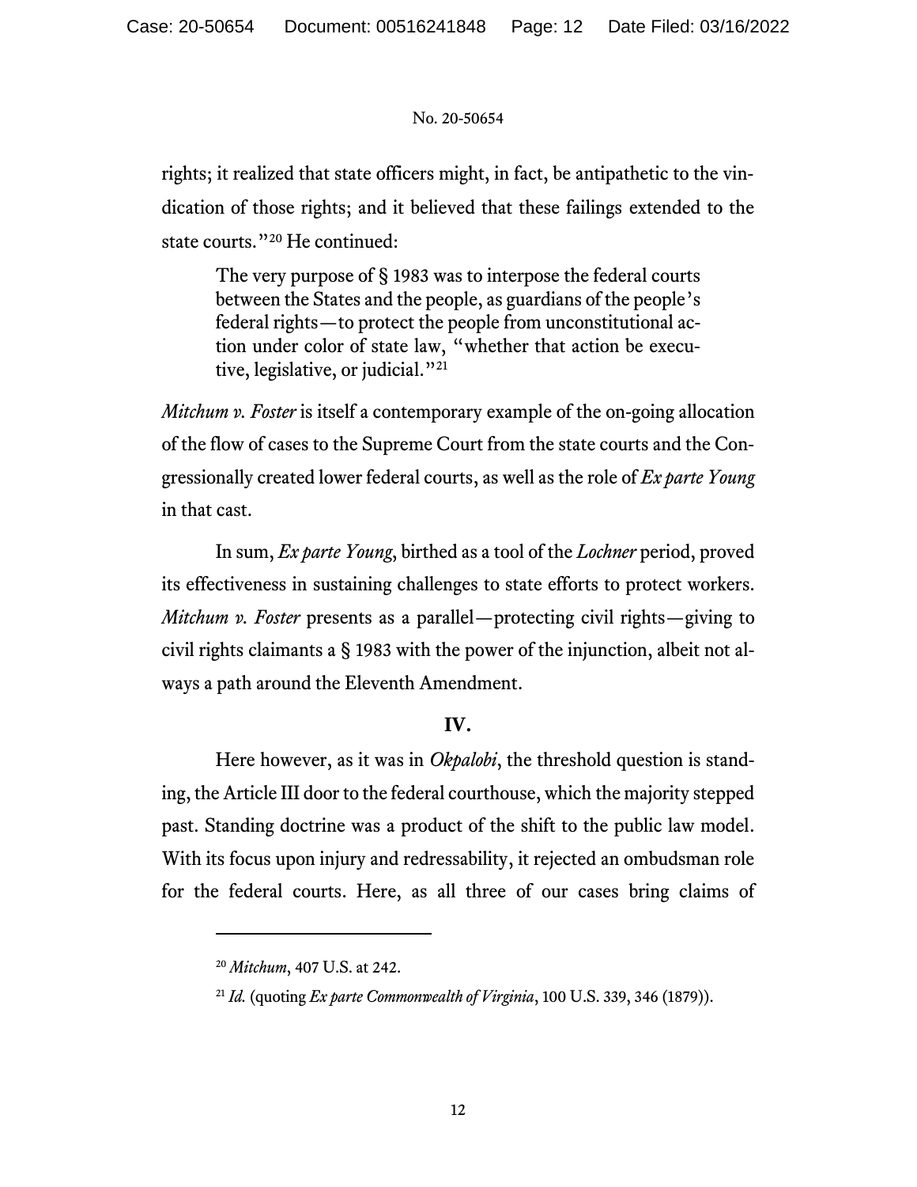rights; it realized that state officers might, in fact, be antipathetic to the vindication of those rights; and it believed that these failings extended to the state courts."[20] He continued:

> The very purpose of § 1983 was to interpose the federal courts between the States and the people, as guardians of the people's federal rights—to protect the people from unconstitutional action under color of state law, "whether that action be executive, legislative, or judicial."[21]

*Mitchum v. Foster* is itself a contemporary example of the on-going allocation of the flow of cases to the Supreme Court from the state courts and the Congressionally created lower federal courts, as well as the role of *Ex parte Young* in that cast.

In sum, *Ex parte Young*, birthed as a tool of the *Lochner* period, proved its effectiveness in sustaining challenges to state efforts to protect workers. *Mitchum v. Foster* presents as a parallel—protecting civil rights—giving to civil rights claimants a § 1983 with the power of the injunction, albeit not always a path around the Eleventh Amendment.

**IV.**

Here however, as it was in *Okpalobi*, the threshold question is standing, the Article III door to the federal courthouse, which the majority stepped past. Standing doctrine was a product of the shift to the public law model. With its focus upon injury and redressability, it rejected an ombudsman role for the federal courts. Here, as all three of our cases bring claims of

---

[20] *Mitchum*, 407 U.S. at 242.

[21] *Id.* (quoting *Ex parte Commonwealth of Virginia*, 100 U.S. 339, 346 (1879)).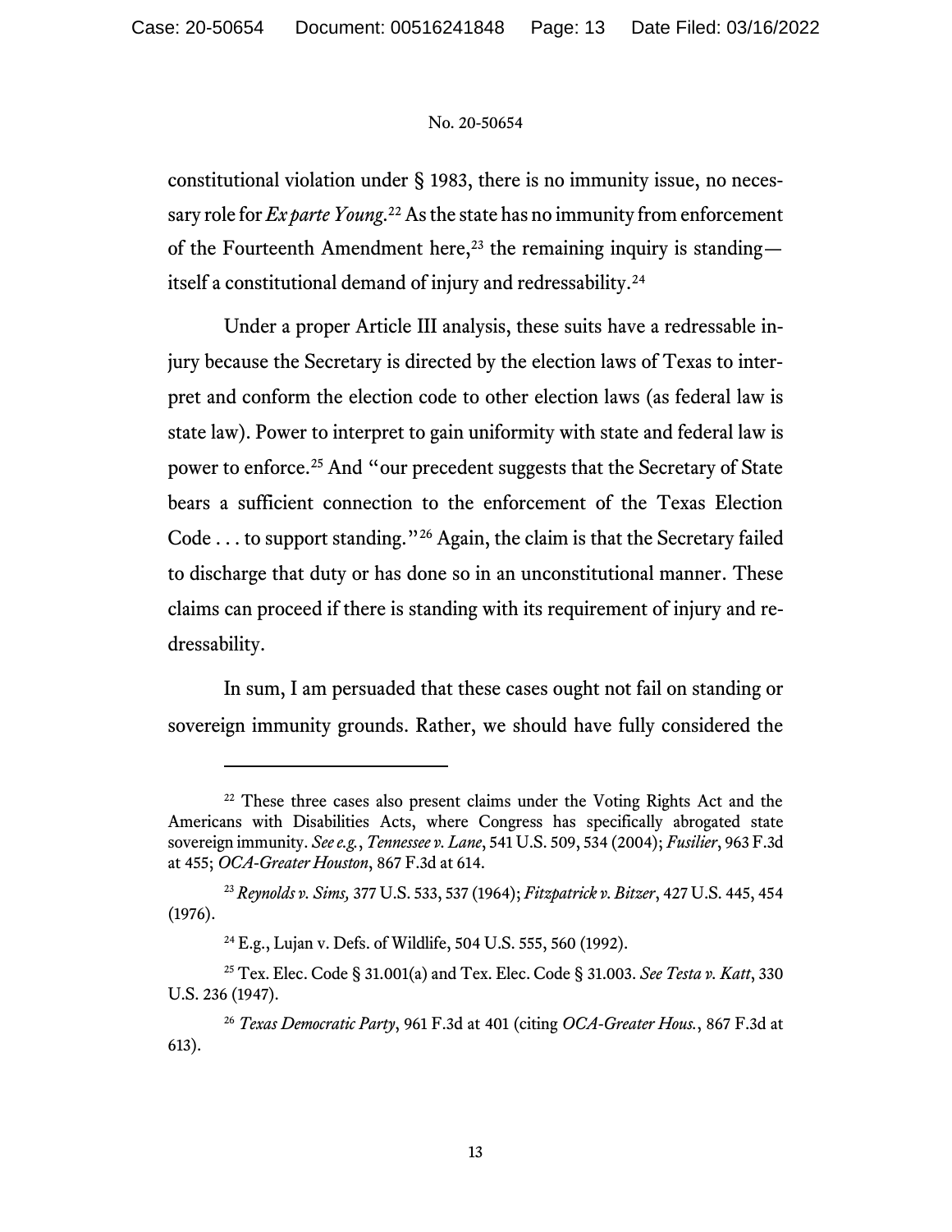constitutional violation under § 1983, there is no immunity issue, no necessary role for *Ex parte Young*.[22] As the state has no immunity from enforcement of the Fourteenth Amendment here,[23] the remaining inquiry is standing—itself a constitutional demand of injury and redressability.[24]

Under a proper Article III analysis, these suits have a redressable injury because the Secretary is directed by the election laws of Texas to interpret and conform the election code to other election laws (as federal law is state law). Power to interpret to gain uniformity with state and federal law is power to enforce.[25] And "our precedent suggests that the Secretary of State bears a sufficient connection to the enforcement of the Texas Election Code . . . to support standing."[26] Again, the claim is that the Secretary failed to discharge that duty or has done so in an unconstitutional manner. These claims can proceed if there is standing with its requirement of injury and redressability.

In sum, I am persuaded that these cases ought not fail on standing or sovereign immunity grounds. Rather, we should have fully considered the

---

[22] These three cases also present claims under the Voting Rights Act and the Americans with Disabilities Acts, where Congress has specifically abrogated state sovereign immunity. *See e.g.*, *Tennessee v. Lane*, 541 U.S. 509, 534 (2004); *Fusilier*, 963 F.3d at 455; *OCA-Greater Houston*, 867 F.3d at 614.

[23] *Reynolds v. Sims,* 377 U.S. 533, 537 (1964); *Fitzpatrick v. Bitzer*, 427 U.S. 445, 454 (1976).

[24] E.g., Lujan v. Defs. of Wildlife, 504 U.S. 555, 560 (1992).

[25] Tex. Elec. Code § 31.001(a) and Tex. Elec. Code § 31.003. *See Testa v. Katt*, 330 U.S. 236 (1947).

[26] *Texas Democratic Party*, 961 F.3d at 401 (citing *OCA-Greater Hous.*, 867 F.3d at 613).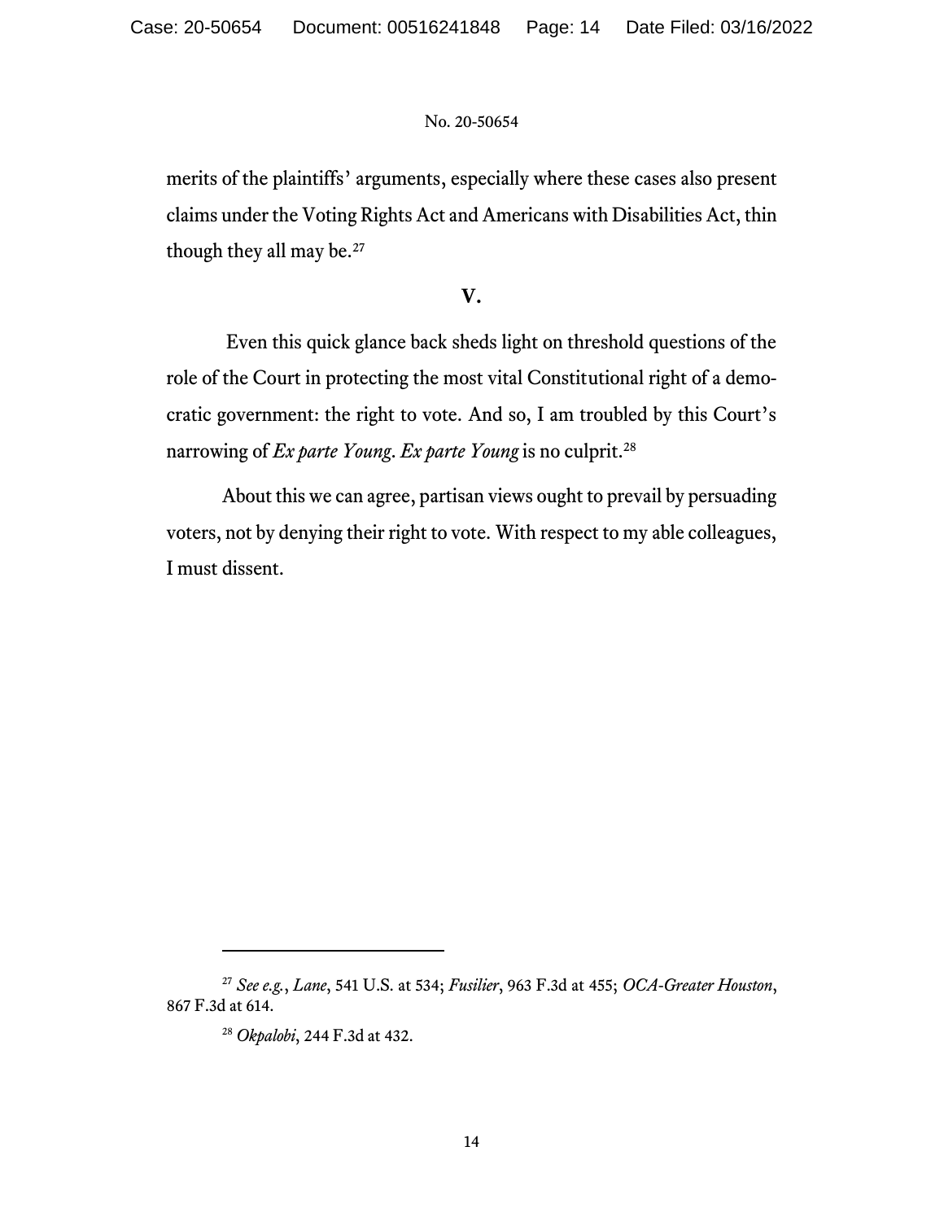merits of the plaintiffs' arguments, especially where these cases also present claims under the Voting Rights Act and Americans with Disabilities Act, thin though they all may be.[27]

## V.

Even this quick glance back sheds light on threshold questions of the role of the Court in protecting the most vital Constitutional right of a democratic government: the right to vote. And so, I am troubled by this Court's narrowing of *Ex parte Young*. *Ex parte Young* is no culprit.[28]

About this we can agree, partisan views ought to prevail by persuading voters, not by denying their right to vote. With respect to my able colleagues, I must dissent.

---

[27] *See e.g.*, *Lane*, 541 U.S. at 534; *Fusilier*, 963 F.3d at 455; *OCA-Greater Houston*, 867 F.3d at 614.

[28] *Okpalobi*, 244 F.3d at 432.